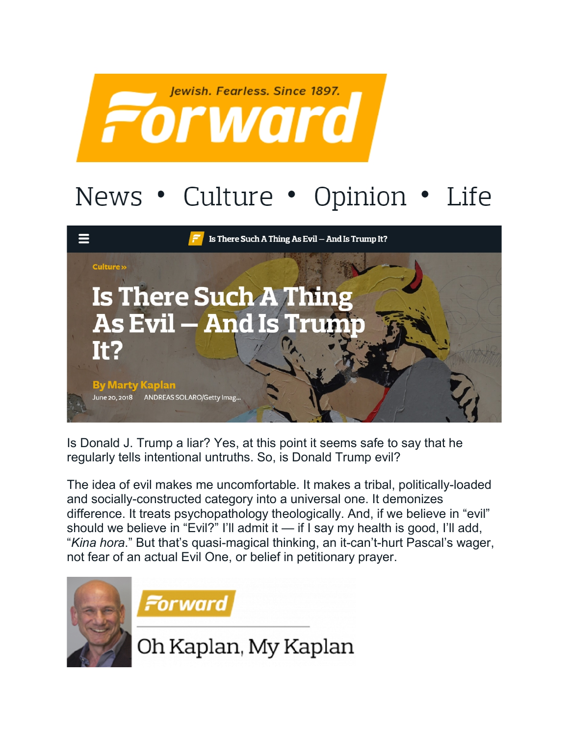Jewish. Fearless. Since 1897.

Forward

News • Culture • Opinion • Life

Culture »

# Is There Such A Thing As Evil — And Is Trump It?

**By Marty Kaplan**

June 20, 2018 ANDREAS SOLARO/Getty Imag...

Is Donald J. Trump a liar? Yes, at this point it seems safe to say that he regularly tells intentional untruths. So, is Donald Trump evil?

The idea of evil makes me uncomfortable. It makes a tribal, politically-loaded and socially-constructed category into a universal one. It demonizes difference. It treats psychopathology theologically. And, if we believe in "evil" should we believe in "Evil?" I'll admit it — if I say my health is good, I'll add, "*Kina hora*." But that's quasi-magical thinking, an it-can't-hurt Pascal's wager, not fear of an actual Evil One, or belief in petitionary prayer.

Forward

Oh Kaplan, My Kaplan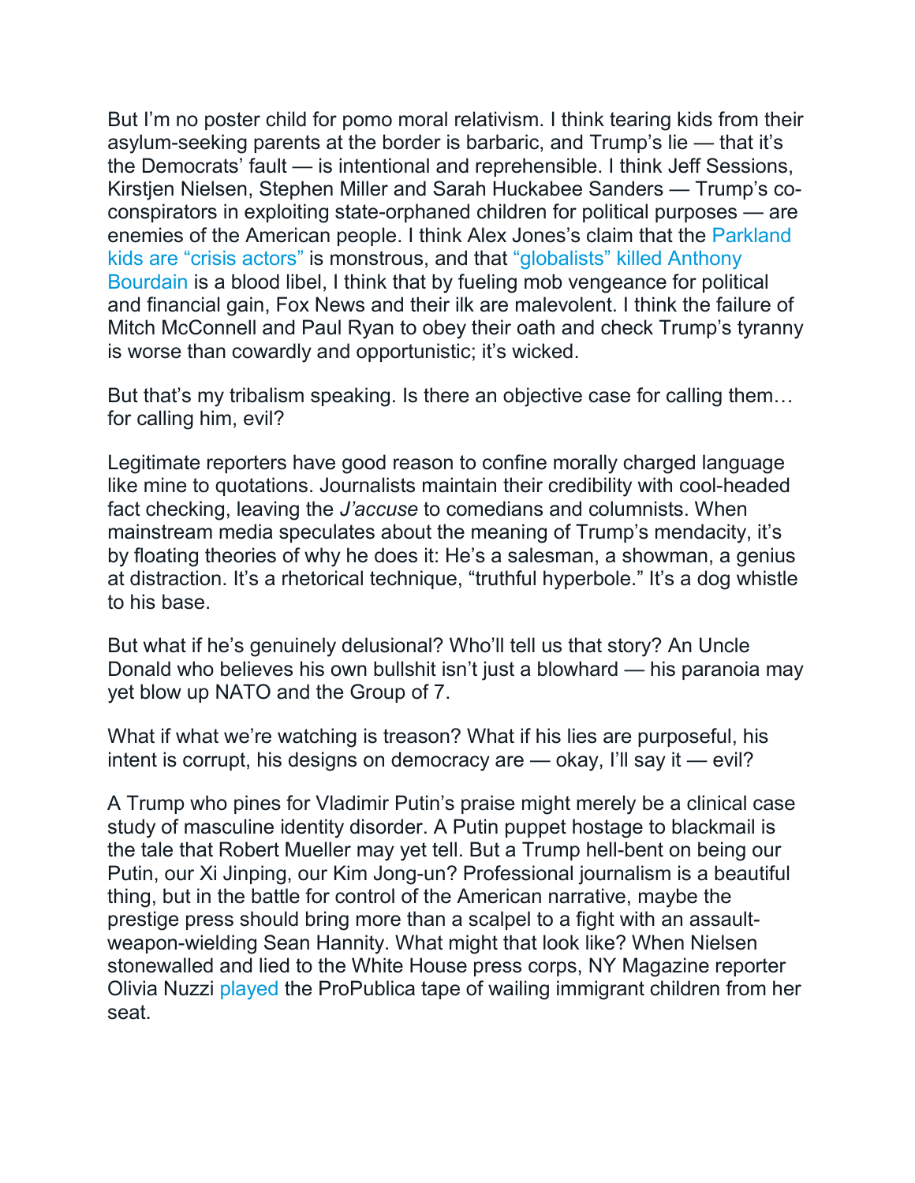But I'm no poster child for pomo moral relativism. I think tearing kids from their asylum-seeking parents at the border is barbaric, and Trump's lie — that it's the Democrats' fault — is intentional and reprehensible. I think Jeff Sessions, Kirstjen Nielsen, Stephen Miller and Sarah Huckabee Sanders — Trump's co-conspirators in exploiting state-orphaned children for political purposes — are enemies of the American people. I think Alex Jones's claim that the Parkland kids are "crisis actors" is monstrous, and that "globalists" killed Anthony Bourdain is a blood libel, I think that by fueling mob vengeance for political and financial gain, Fox News and their ilk are malevolent. I think the failure of Mitch McConnell and Paul Ryan to obey their oath and check Trump's tyranny is worse than cowardly and opportunistic; it's wicked.

But that's my tribalism speaking. Is there an objective case for calling them… for calling him, evil?

Legitimate reporters have good reason to confine morally charged language like mine to quotations. Journalists maintain their credibility with cool-headed fact checking, leaving the *J'accuse* to comedians and columnists. When mainstream media speculates about the meaning of Trump's mendacity, it's by floating theories of why he does it: He's a salesman, a showman, a genius at distraction. It's a rhetorical technique, "truthful hyperbole." It's a dog whistle to his base.

But what if he's genuinely delusional? Who'll tell us that story? An Uncle Donald who believes his own bullshit isn't just a blowhard — his paranoia may yet blow up NATO and the Group of 7.

What if what we're watching is treason? What if his lies are purposeful, his intent is corrupt, his designs on democracy are — okay, I'll say it — evil?

A Trump who pines for Vladimir Putin's praise might merely be a clinical case study of masculine identity disorder. A Putin puppet hostage to blackmail is the tale that Robert Mueller may yet tell. But a Trump hell-bent on being our Putin, our Xi Jinping, our Kim Jong-un? Professional journalism is a beautiful thing, but in the battle for control of the American narrative, maybe the prestige press should bring more than a scalpel to a fight with an assault-weapon-wielding Sean Hannity. What might that look like? When Nielsen stonewalled and lied to the White House press corps, NY Magazine reporter Olivia Nuzzi played the ProPublica tape of wailing immigrant children from her seat.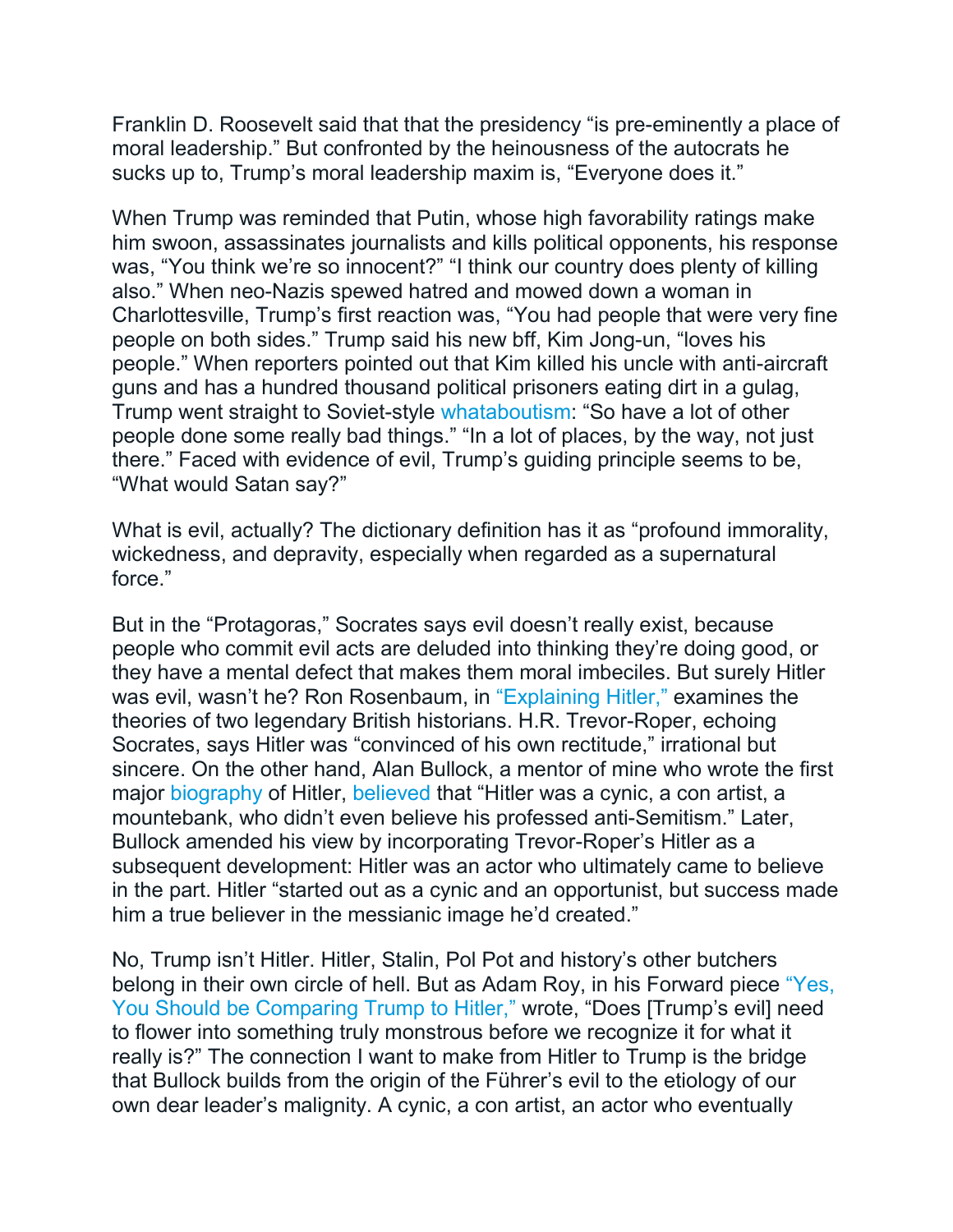Franklin D. Roosevelt said that that the presidency "is pre-eminently a place of moral leadership." But confronted by the heinousness of the autocrats he sucks up to, Trump's moral leadership maxim is, "Everyone does it."

When Trump was reminded that Putin, whose high favorability ratings make him swoon, assassinates journalists and kills political opponents, his response was, "You think we're so innocent?" "I think our country does plenty of killing also." When neo-Nazis spewed hatred and mowed down a woman in Charlottesville, Trump's first reaction was, "You had people that were very fine people on both sides." Trump said his new bff, Kim Jong-un, "loves his people." When reporters pointed out that Kim killed his uncle with anti-aircraft guns and has a hundred thousand political prisoners eating dirt in a gulag, Trump went straight to Soviet-style whataboutism: "So have a lot of other people done some really bad things." "In a lot of places, by the way, not just there." Faced with evidence of evil, Trump's guiding principle seems to be, "What would Satan say?"

What is evil, actually? The dictionary definition has it as "profound immorality, wickedness, and depravity, especially when regarded as a supernatural force."

But in the "Protagoras," Socrates says evil doesn't really exist, because people who commit evil acts are deluded into thinking they're doing good, or they have a mental defect that makes them moral imbeciles. But surely Hitler was evil, wasn't he? Ron Rosenbaum, in "Explaining Hitler," examines the theories of two legendary British historians. H.R. Trevor-Roper, echoing Socrates, says Hitler was "convinced of his own rectitude," irrational but sincere. On the other hand, Alan Bullock, a mentor of mine who wrote the first major biography of Hitler, believed that "Hitler was a cynic, a con artist, a mountebank, who didn't even believe his professed anti-Semitism." Later, Bullock amended his view by incorporating Trevor-Roper's Hitler as a subsequent development: Hitler was an actor who ultimately came to believe in the part. Hitler "started out as a cynic and an opportunist, but success made him a true believer in the messianic image he'd created."

No, Trump isn't Hitler. Hitler, Stalin, Pol Pot and history's other butchers belong in their own circle of hell. But as Adam Roy, in his Forward piece "Yes, You Should be Comparing Trump to Hitler," wrote, "Does [Trump's evil] need to flower into something truly monstrous before we recognize it for what it really is?" The connection I want to make from Hitler to Trump is the bridge that Bullock builds from the origin of the Führer's evil to the etiology of our own dear leader's malignity. A cynic, a con artist, an actor who eventually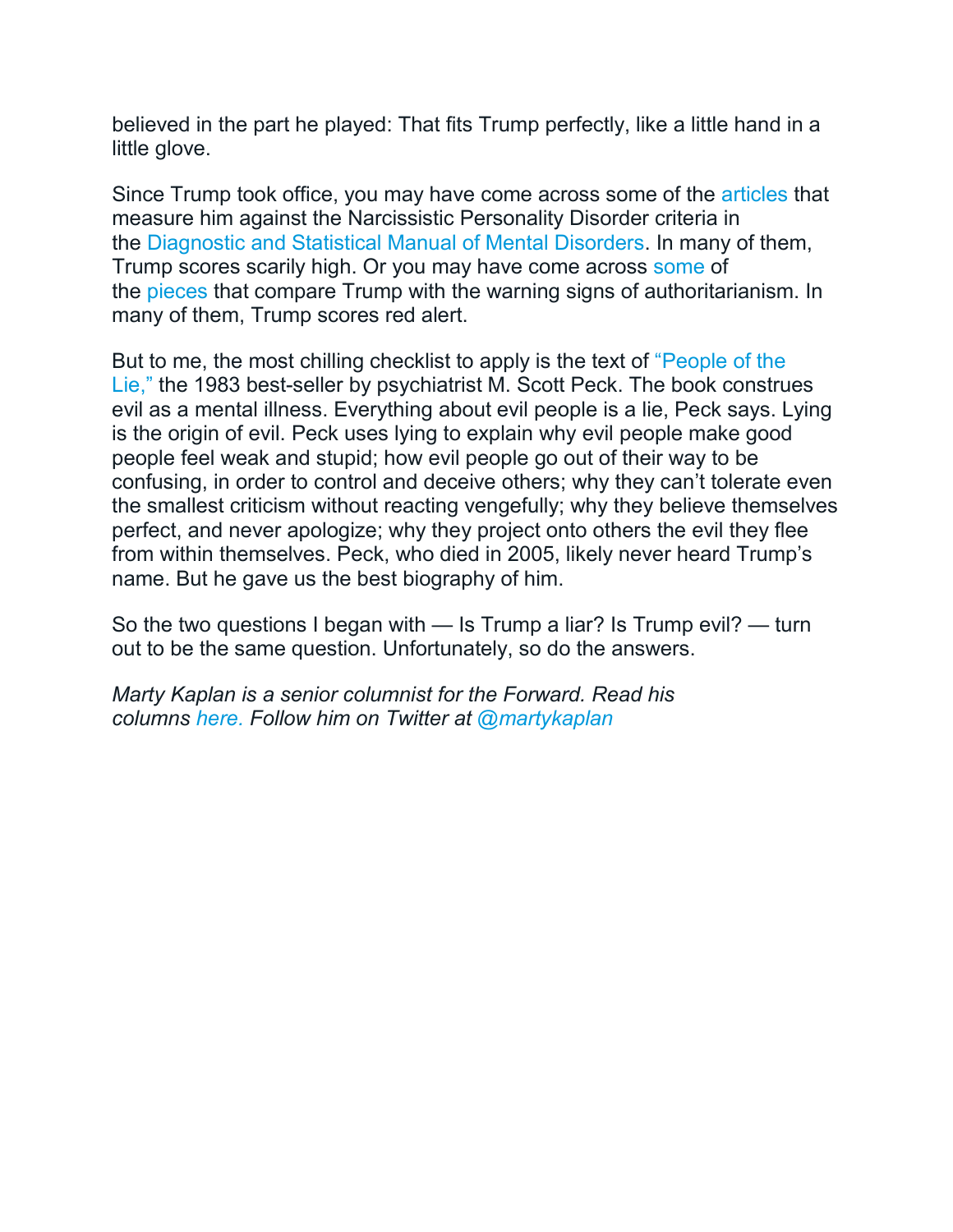believed in the part he played: That fits Trump perfectly, like a little hand in a little glove.

Since Trump took office, you may have come across some of the articles that measure him against the Narcissistic Personality Disorder criteria in the Diagnostic and Statistical Manual of Mental Disorders. In many of them, Trump scores scarily high. Or you may have come across some of the pieces that compare Trump with the warning signs of authoritarianism. In many of them, Trump scores red alert.

But to me, the most chilling checklist to apply is the text of "People of the Lie," the 1983 best-seller by psychiatrist M. Scott Peck. The book construes evil as a mental illness. Everything about evil people is a lie, Peck says. Lying is the origin of evil. Peck uses lying to explain why evil people make good people feel weak and stupid; how evil people go out of their way to be confusing, in order to control and deceive others; why they can't tolerate even the smallest criticism without reacting vengefully; why they believe themselves perfect, and never apologize; why they project onto others the evil they flee from within themselves. Peck, who died in 2005, likely never heard Trump's name. But he gave us the best biography of him.

So the two questions I began with — Is Trump a liar? Is Trump evil? — turn out to be the same question. Unfortunately, so do the answers.

*Marty Kaplan is a senior columnist for the Forward. Read his columns here. Follow him on Twitter at @martykaplan*